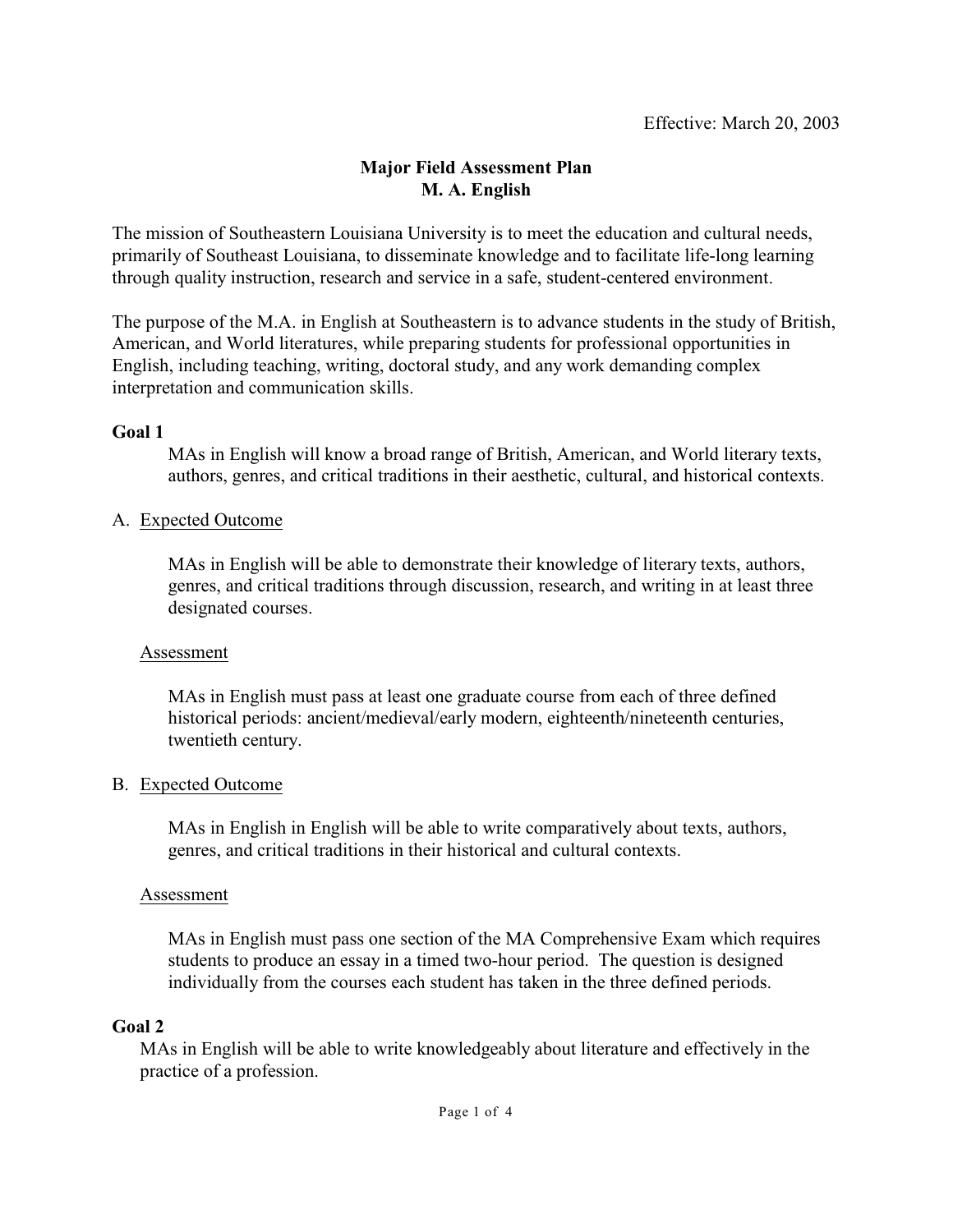Effective: March 20, 2003

# Major Field Assessment Plan
# M. A. English

The mission of Southeastern Louisiana University is to meet the education and cultural needs, primarily of Southeast Louisiana, to disseminate knowledge and to facilitate life-long learning through quality instruction, research and service in a safe, student-centered environment.

The purpose of the M.A. in English at Southeastern is to advance students in the study of British, American, and World literatures, while preparing students for professional opportunities in English, including teaching, writing, doctoral study, and any work demanding complex interpretation and communication skills.

**Goal 1**

MAs in English will know a broad range of British, American, and World literary texts, authors, genres, and critical traditions in their aesthetic, cultural, and historical contexts.

A. Expected Outcome

MAs in English will be able to demonstrate their knowledge of literary texts, authors, genres, and critical traditions through discussion, research, and writing in at least three designated courses.

Assessment

MAs in English must pass at least one graduate course from each of three defined historical periods: ancient/medieval/early modern, eighteenth/nineteenth centuries, twentieth century.

B. Expected Outcome

MAs in English in English will be able to write comparatively about texts, authors, genres, and critical traditions in their historical and cultural contexts.

Assessment

MAs in English must pass one section of the MA Comprehensive Exam which requires students to produce an essay in a timed two-hour period. The question is designed individually from the courses each student has taken in the three defined periods.

**Goal 2**

MAs in English will be able to write knowledgeably about literature and effectively in the practice of a profession.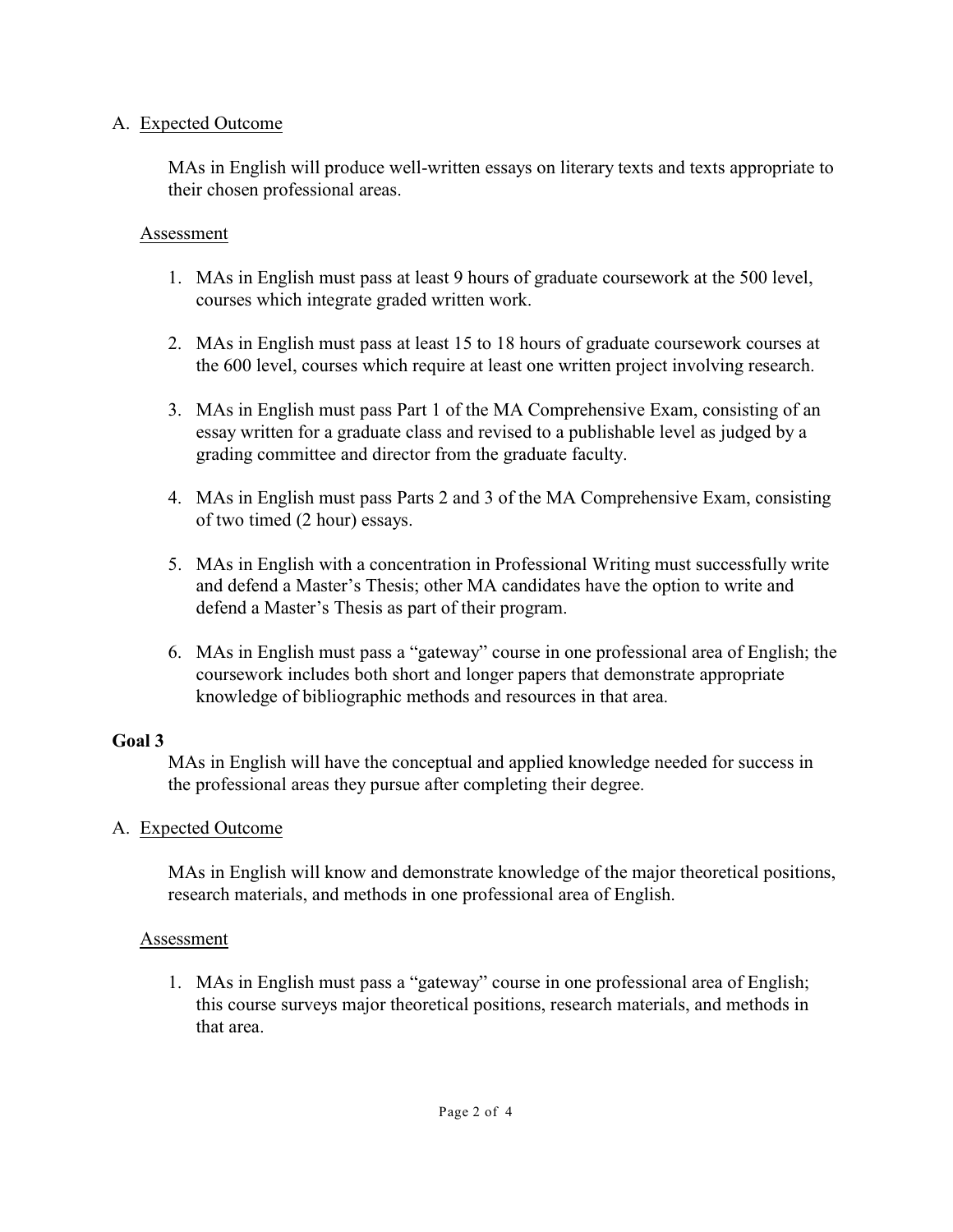A. <u>Expected Outcome</u>

MAs in English will produce well-written essays on literary texts and texts appropriate to their chosen professional areas.

<u>Assessment</u>

1. MAs in English must pass at least 9 hours of graduate coursework at the 500 level, courses which integrate graded written work.

2. MAs in English must pass at least 15 to 18 hours of graduate coursework courses at the 600 level, courses which require at least one written project involving research.

3. MAs in English must pass Part 1 of the MA Comprehensive Exam, consisting of an essay written for a graduate class and revised to a publishable level as judged by a grading committee and director from the graduate faculty.

4. MAs in English must pass Parts 2 and 3 of the MA Comprehensive Exam, consisting of two timed (2 hour) essays.

5. MAs in English with a concentration in Professional Writing must successfully write and defend a Master's Thesis; other MA candidates have the option to write and defend a Master's Thesis as part of their program.

6. MAs in English must pass a "gateway" course in one professional area of English; the coursework includes both short and longer papers that demonstrate appropriate knowledge of bibliographic methods and resources in that area.

**Goal 3**

MAs in English will have the conceptual and applied knowledge needed for success in the professional areas they pursue after completing their degree.

A. <u>Expected Outcome</u>

MAs in English will know and demonstrate knowledge of the major theoretical positions, research materials, and methods in one professional area of English.

<u>Assessment</u>

1. MAs in English must pass a "gateway" course in one professional area of English; this course surveys major theoretical positions, research materials, and methods in that area.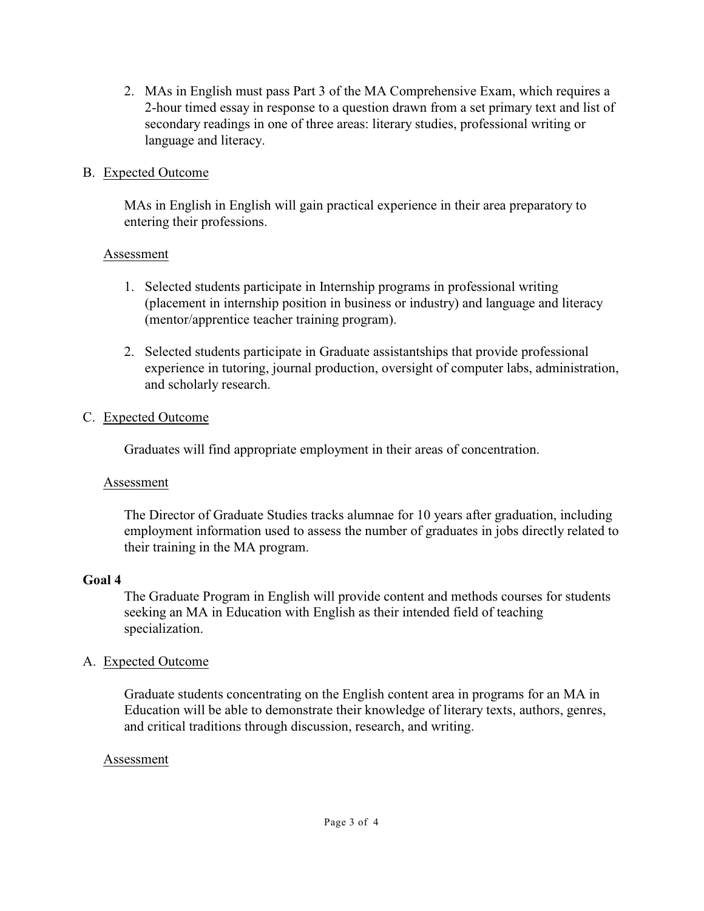2. MAs in English must pass Part 3 of the MA Comprehensive Exam, which requires a 2-hour timed essay in response to a question drawn from a set primary text and list of secondary readings in one of three areas: literary studies, professional writing or language and literacy.

B. <u>Expected Outcome</u>

MAs in English in English will gain practical experience in their area preparatory to entering their professions.

<u>Assessment</u>

1. Selected students participate in Internship programs in professional writing (placement in internship position in business or industry) and language and literacy (mentor/apprentice teacher training program).

2. Selected students participate in Graduate assistantships that provide professional experience in tutoring, journal production, oversight of computer labs, administration, and scholarly research.

C. <u>Expected Outcome</u>

Graduates will find appropriate employment in their areas of concentration.

<u>Assessment</u>

The Director of Graduate Studies tracks alumnae for 10 years after graduation, including employment information used to assess the number of graduates in jobs directly related to their training in the MA program.

**Goal 4**

The Graduate Program in English will provide content and methods courses for students seeking an MA in Education with English as their intended field of teaching specialization.

A. <u>Expected Outcome</u>

Graduate students concentrating on the English content area in programs for an MA in Education will be able to demonstrate their knowledge of literary texts, authors, genres, and critical traditions through discussion, research, and writing.

<u>Assessment</u>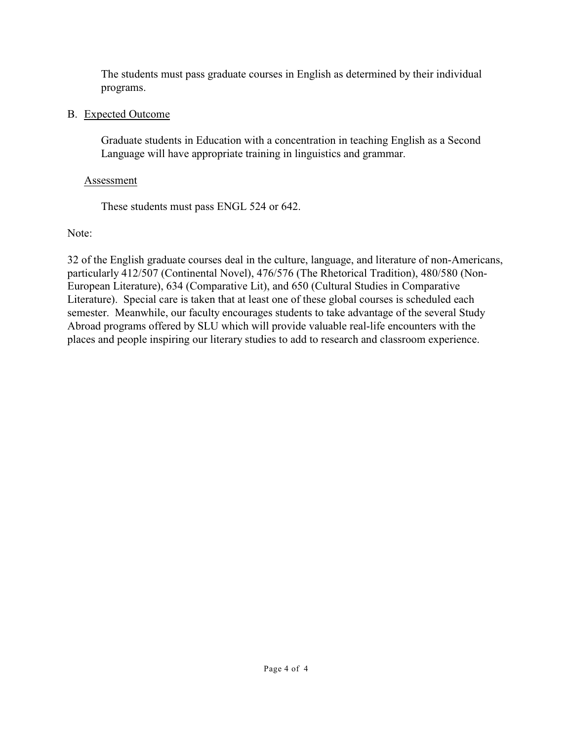The students must pass graduate courses in English as determined by their individual programs.

B. Expected Outcome

Graduate students in Education with a concentration in teaching English as a Second Language will have appropriate training in linguistics and grammar.

Assessment

These students must pass ENGL 524 or 642.

Note:

32 of the English graduate courses deal in the culture, language, and literature of non-Americans, particularly 412/507 (Continental Novel), 476/576 (The Rhetorical Tradition), 480/580 (Non-European Literature), 634 (Comparative Lit), and 650 (Cultural Studies in Comparative Literature). Special care is taken that at least one of these global courses is scheduled each semester. Meanwhile, our faculty encourages students to take advantage of the several Study Abroad programs offered by SLU which will provide valuable real-life encounters with the places and people inspiring our literary studies to add to research and classroom experience.